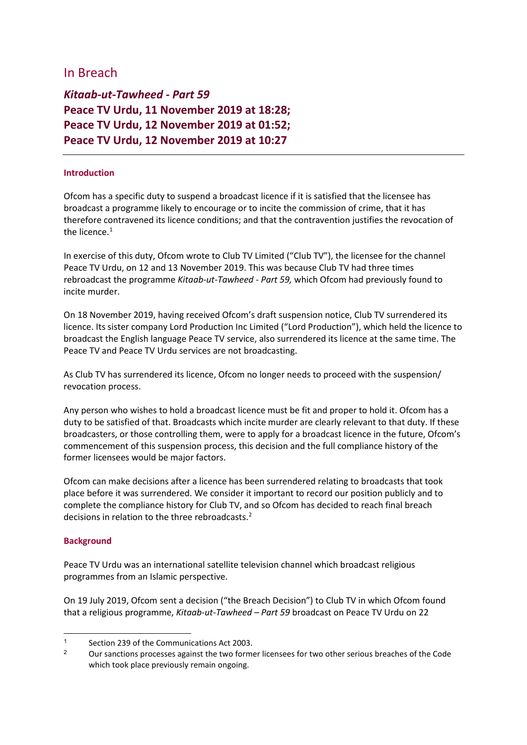# In Breach

## *Kitaab-ut-Tawheed - Part 59*
## Peace TV Urdu, 11 November 2019 at 18:28;
## Peace TV Urdu, 12 November 2019 at 01:52;
## Peace TV Urdu, 12 November 2019 at 10:27

---

### Introduction

Ofcom has a specific duty to suspend a broadcast licence if it is satisfied that the licensee has broadcast a programme likely to encourage or to incite the commission of crime, that it has therefore contravened its licence conditions; and that the contravention justifies the revocation of the licence.[1]

In exercise of this duty, Ofcom wrote to Club TV Limited ("Club TV"), the licensee for the channel Peace TV Urdu, on 12 and 13 November 2019. This was because Club TV had three times rebroadcast the programme *Kitaab-ut-Tawheed - Part 59,* which Ofcom had previously found to incite murder.

On 18 November 2019, having received Ofcom's draft suspension notice, Club TV surrendered its licence. Its sister company Lord Production Inc Limited ("Lord Production"), which held the licence to broadcast the English language Peace TV service, also surrendered its licence at the same time. The Peace TV and Peace TV Urdu services are not broadcasting.

As Club TV has surrendered its licence, Ofcom no longer needs to proceed with the suspension/ revocation process.

Any person who wishes to hold a broadcast licence must be fit and proper to hold it. Ofcom has a duty to be satisfied of that. Broadcasts which incite murder are clearly relevant to that duty. If these broadcasters, or those controlling them, were to apply for a broadcast licence in the future, Ofcom's commencement of this suspension process, this decision and the full compliance history of the former licensees would be major factors.

Ofcom can make decisions after a licence has been surrendered relating to broadcasts that took place before it was surrendered. We consider it important to record our position publicly and to complete the compliance history for Club TV, and so Ofcom has decided to reach final breach decisions in relation to the three rebroadcasts.[2]

### Background

Peace TV Urdu was an international satellite television channel which broadcast religious programmes from an Islamic perspective.

On 19 July 2019, Ofcom sent a decision ("the Breach Decision") to Club TV in which Ofcom found that a religious programme, *Kitaab-ut-Tawheed – Part 59* broadcast on Peace TV Urdu on 22

---

[1] Section 239 of the Communications Act 2003.

[2] Our sanctions processes against the two former licensees for two other serious breaches of the Code which took place previously remain ongoing.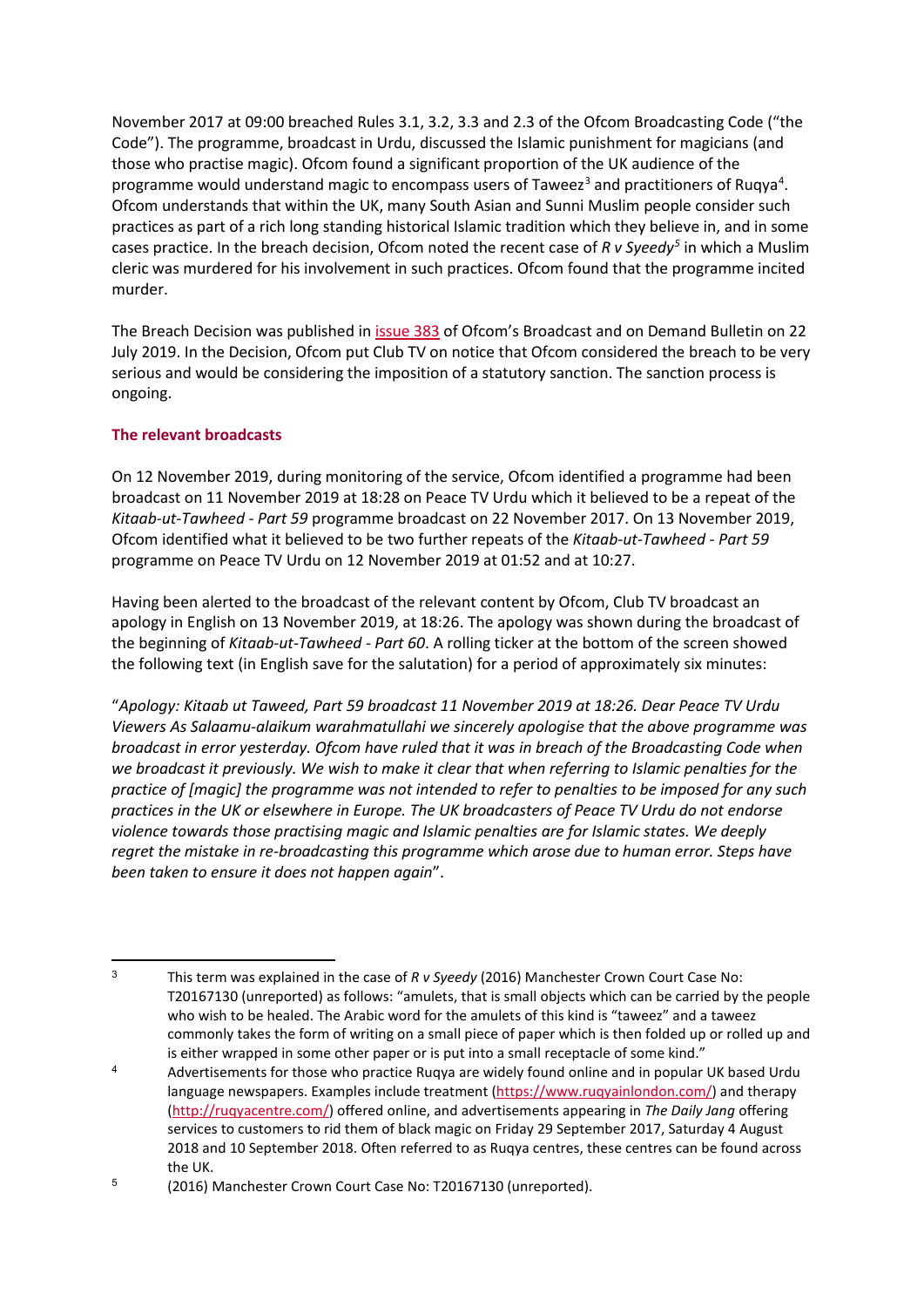November 2017 at 09:00 breached Rules 3.1, 3.2, 3.3 and 2.3 of the Ofcom Broadcasting Code ("the Code"). The programme, broadcast in Urdu, discussed the Islamic punishment for magicians (and those who practise magic). Ofcom found a significant proportion of the UK audience of the programme would understand magic to encompass users of Taweez[3] and practitioners of Ruqya[4]. Ofcom understands that within the UK, many South Asian and Sunni Muslim people consider such practices as part of a rich long standing historical Islamic tradition which they believe in, and in some cases practice. In the breach decision, Ofcom noted the recent case of *R v Syeedy*[5] in which a Muslim cleric was murdered for his involvement in such practices. Ofcom found that the programme incited murder.

The Breach Decision was published in issue 383 of Ofcom's Broadcast and on Demand Bulletin on 22 July 2019. In the Decision, Ofcom put Club TV on notice that Ofcom considered the breach to be very serious and would be considering the imposition of a statutory sanction. The sanction process is ongoing.

### The relevant broadcasts

On 12 November 2019, during monitoring of the service, Ofcom identified a programme had been broadcast on 11 November 2019 at 18:28 on Peace TV Urdu which it believed to be a repeat of the *Kitaab-ut-Tawheed - Part 59* programme broadcast on 22 November 2017. On 13 November 2019, Ofcom identified what it believed to be two further repeats of the *Kitaab-ut-Tawheed - Part 59* programme on Peace TV Urdu on 12 November 2019 at 01:52 and at 10:27.

Having been alerted to the broadcast of the relevant content by Ofcom, Club TV broadcast an apology in English on 13 November 2019, at 18:26. The apology was shown during the broadcast of the beginning of *Kitaab-ut-Tawheed - Part 60*. A rolling ticker at the bottom of the screen showed the following text (in English save for the salutation) for a period of approximately six minutes:

"*Apology: Kitaab ut Taweed, Part 59 broadcast 11 November 2019 at 18:26. Dear Peace TV Urdu Viewers As Salaamu-alaikum warahmatullahi we sincerely apologise that the above programme was broadcast in error yesterday. Ofcom have ruled that it was in breach of the Broadcasting Code when we broadcast it previously. We wish to make it clear that when referring to Islamic penalties for the practice of [magic] the programme was not intended to refer to penalties to be imposed for any such practices in the UK or elsewhere in Europe. The UK broadcasters of Peace TV Urdu do not endorse violence towards those practising magic and Islamic penalties are for Islamic states. We deeply regret the mistake in re-broadcasting this programme which arose due to human error. Steps have been taken to ensure it does not happen again*".

---

[3] This term was explained in the case of *R v Syeedy* (2016) Manchester Crown Court Case No: T20167130 (unreported) as follows: "amulets, that is small objects which can be carried by the people who wish to be healed. The Arabic word for the amulets of this kind is "taweez" and a taweez commonly takes the form of writing on a small piece of paper which is then folded up or rolled up and is either wrapped in some other paper or is put into a small receptacle of some kind."

[4] Advertisements for those who practice Ruqya are widely found online and in popular UK based Urdu language newspapers. Examples include treatment (https://www.ruqyainlondon.com/) and therapy (http://ruqyacentre.com/) offered online, and advertisements appearing in *The Daily Jang* offering services to customers to rid them of black magic on Friday 29 September 2017, Saturday 4 August 2018 and 10 September 2018. Often referred to as Ruqya centres, these centres can be found across the UK.

[5] (2016) Manchester Crown Court Case No: T20167130 (unreported).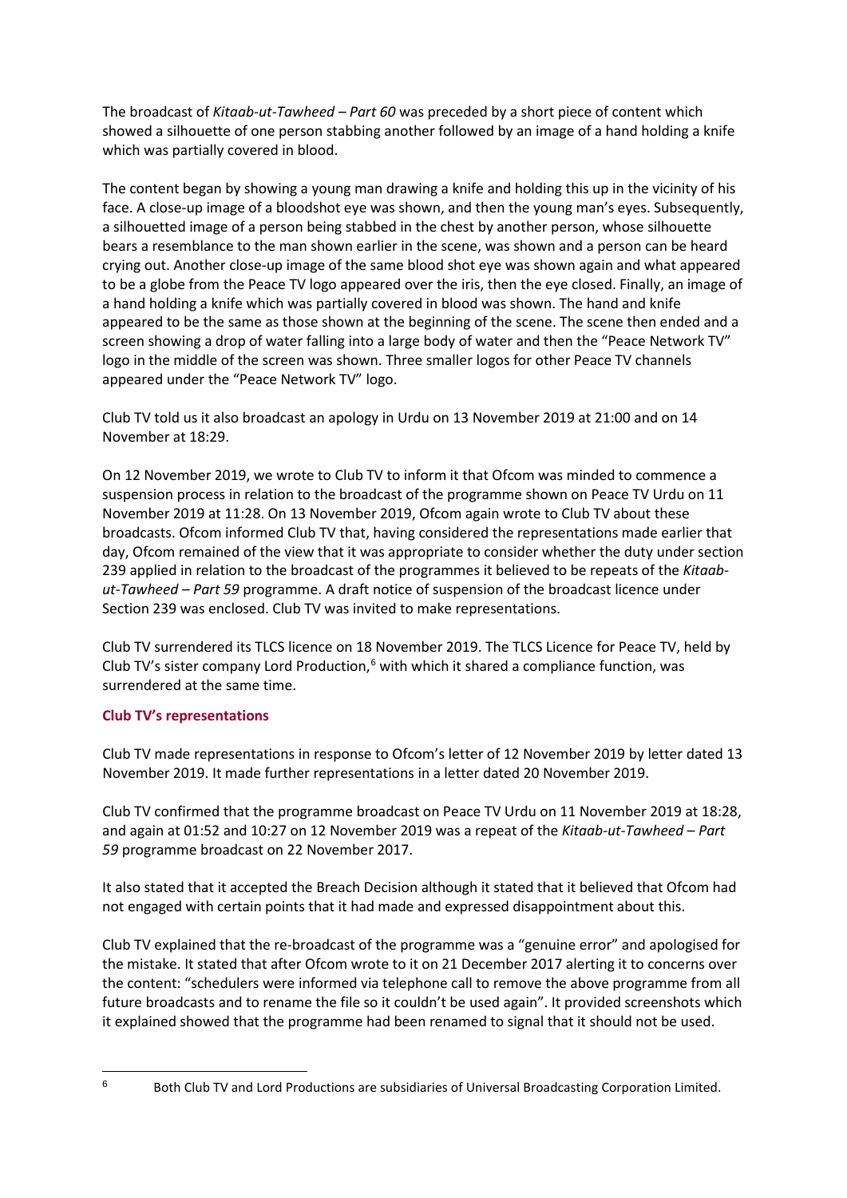The broadcast of *Kitaab-ut-Tawheed – Part 60* was preceded by a short piece of content which showed a silhouette of one person stabbing another followed by an image of a hand holding a knife which was partially covered in blood.

The content began by showing a young man drawing a knife and holding this up in the vicinity of his face. A close-up image of a bloodshot eye was shown, and then the young man's eyes. Subsequently, a silhouetted image of a person being stabbed in the chest by another person, whose silhouette bears a resemblance to the man shown earlier in the scene, was shown and a person can be heard crying out. Another close-up image of the same blood shot eye was shown again and what appeared to be a globe from the Peace TV logo appeared over the iris, then the eye closed. Finally, an image of a hand holding a knife which was partially covered in blood was shown. The hand and knife appeared to be the same as those shown at the beginning of the scene. The scene then ended and a screen showing a drop of water falling into a large body of water and then the "Peace Network TV" logo in the middle of the screen was shown. Three smaller logos for other Peace TV channels appeared under the "Peace Network TV" logo.

Club TV told us it also broadcast an apology in Urdu on 13 November 2019 at 21:00 and on 14 November at 18:29.

On 12 November 2019, we wrote to Club TV to inform it that Ofcom was minded to commence a suspension process in relation to the broadcast of the programme shown on Peace TV Urdu on 11 November 2019 at 11:28. On 13 November 2019, Ofcom again wrote to Club TV about these broadcasts. Ofcom informed Club TV that, having considered the representations made earlier that day, Ofcom remained of the view that it was appropriate to consider whether the duty under section 239 applied in relation to the broadcast of the programmes it believed to be repeats of the *Kitaab-ut-Tawheed – Part 59* programme. A draft notice of suspension of the broadcast licence under Section 239 was enclosed. Club TV was invited to make representations.

Club TV surrendered its TLCS licence on 18 November 2019. The TLCS Licence for Peace TV, held by Club TV's sister company Lord Production,[6] with which it shared a compliance function, was surrendered at the same time.

## Club TV's representations

Club TV made representations in response to Ofcom's letter of 12 November 2019 by letter dated 13 November 2019. It made further representations in a letter dated 20 November 2019.

Club TV confirmed that the programme broadcast on Peace TV Urdu on 11 November 2019 at 18:28, and again at 01:52 and 10:27 on 12 November 2019 was a repeat of the *Kitaab-ut-Tawheed – Part 59* programme broadcast on 22 November 2017.

It also stated that it accepted the Breach Decision although it stated that it believed that Ofcom had not engaged with certain points that it had made and expressed disappointment about this.

Club TV explained that the re-broadcast of the programme was a "genuine error" and apologised for the mistake. It stated that after Ofcom wrote to it on 21 December 2017 alerting it to concerns over the content: "schedulers were informed via telephone call to remove the above programme from all future broadcasts and to rename the file so it couldn't be used again". It provided screenshots which it explained showed that the programme had been renamed to signal that it should not be used.

[6] Both Club TV and Lord Productions are subsidiaries of Universal Broadcasting Corporation Limited.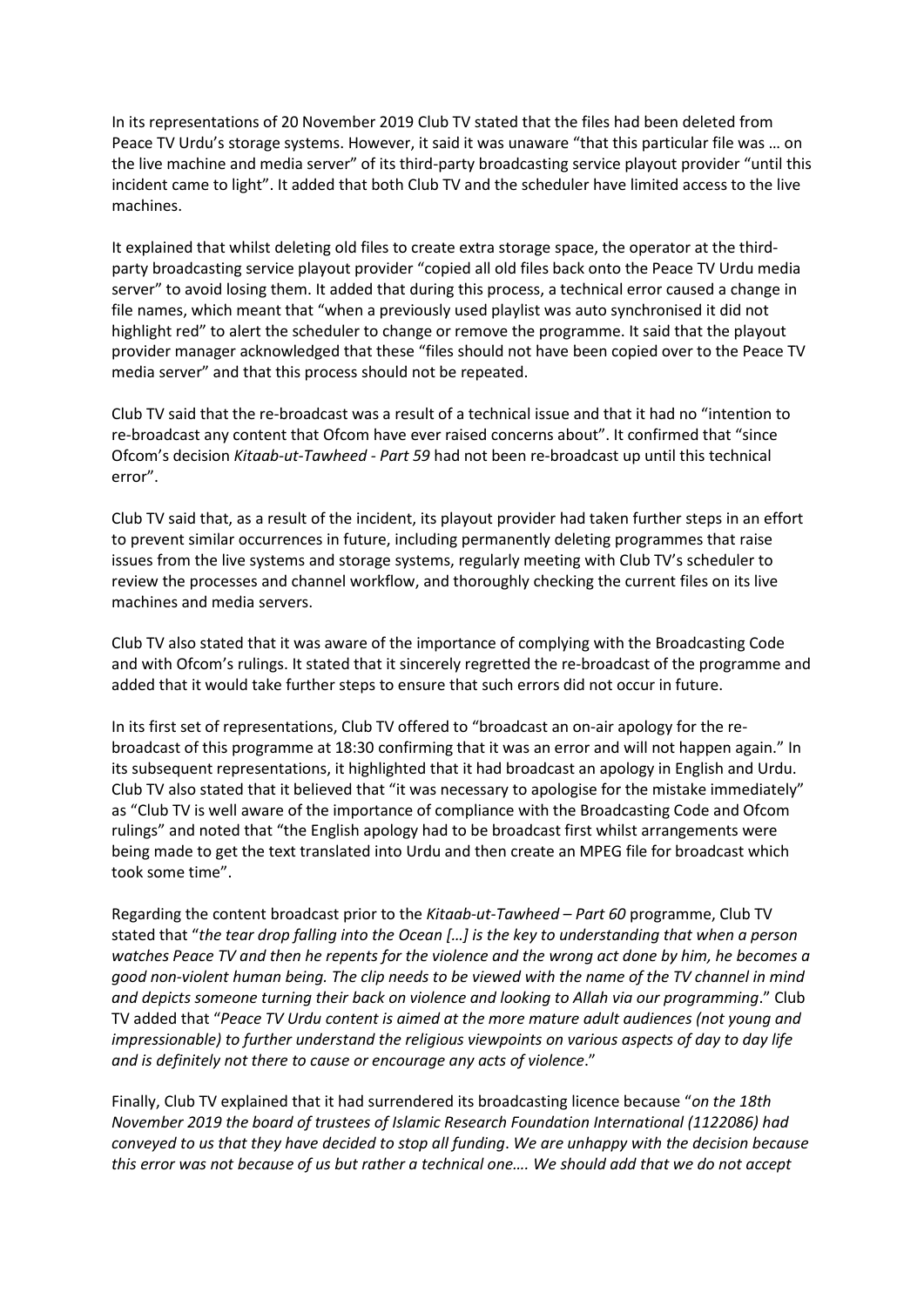In its representations of 20 November 2019 Club TV stated that the files had been deleted from Peace TV Urdu's storage systems. However, it said it was unaware "that this particular file was … on the live machine and media server" of its third-party broadcasting service playout provider "until this incident came to light". It added that both Club TV and the scheduler have limited access to the live machines.

It explained that whilst deleting old files to create extra storage space, the operator at the third-party broadcasting service playout provider "copied all old files back onto the Peace TV Urdu media server" to avoid losing them. It added that during this process, a technical error caused a change in file names, which meant that "when a previously used playlist was auto synchronised it did not highlight red" to alert the scheduler to change or remove the programme. It said that the playout provider manager acknowledged that these "files should not have been copied over to the Peace TV media server" and that this process should not be repeated.

Club TV said that the re-broadcast was a result of a technical issue and that it had no "intention to re-broadcast any content that Ofcom have ever raised concerns about". It confirmed that "since Ofcom's decision *Kitaab-ut-Tawheed - Part 59* had not been re-broadcast up until this technical error".

Club TV said that, as a result of the incident, its playout provider had taken further steps in an effort to prevent similar occurrences in future, including permanently deleting programmes that raise issues from the live systems and storage systems, regularly meeting with Club TV's scheduler to review the processes and channel workflow, and thoroughly checking the current files on its live machines and media servers.

Club TV also stated that it was aware of the importance of complying with the Broadcasting Code and with Ofcom's rulings. It stated that it sincerely regretted the re-broadcast of the programme and added that it would take further steps to ensure that such errors did not occur in future.

In its first set of representations, Club TV offered to "broadcast an on-air apology for the re-broadcast of this programme at 18:30 confirming that it was an error and will not happen again." In its subsequent representations, it highlighted that it had broadcast an apology in English and Urdu. Club TV also stated that it believed that "it was necessary to apologise for the mistake immediately" as "Club TV is well aware of the importance of compliance with the Broadcasting Code and Ofcom rulings" and noted that "the English apology had to be broadcast first whilst arrangements were being made to get the text translated into Urdu and then create an MPEG file for broadcast which took some time".

Regarding the content broadcast prior to the *Kitaab-ut-Tawheed – Part 60* programme, Club TV stated that "*the tear drop falling into the Ocean […] is the key to understanding that when a person watches Peace TV and then he repents for the violence and the wrong act done by him, he becomes a good non-violent human being. The clip needs to be viewed with the name of the TV channel in mind and depicts someone turning their back on violence and looking to Allah via our programming*." Club TV added that "*Peace TV Urdu content is aimed at the more mature adult audiences (not young and impressionable) to further understand the religious viewpoints on various aspects of day to day life and is definitely not there to cause or encourage any acts of violence*."

Finally, Club TV explained that it had surrendered its broadcasting licence because "*on the 18th November 2019 the board of trustees of Islamic Research Foundation International (1122086) had conveyed to us that they have decided to stop all funding. We are unhappy with the decision because this error was not because of us but rather a technical one…. We should add that we do not accept*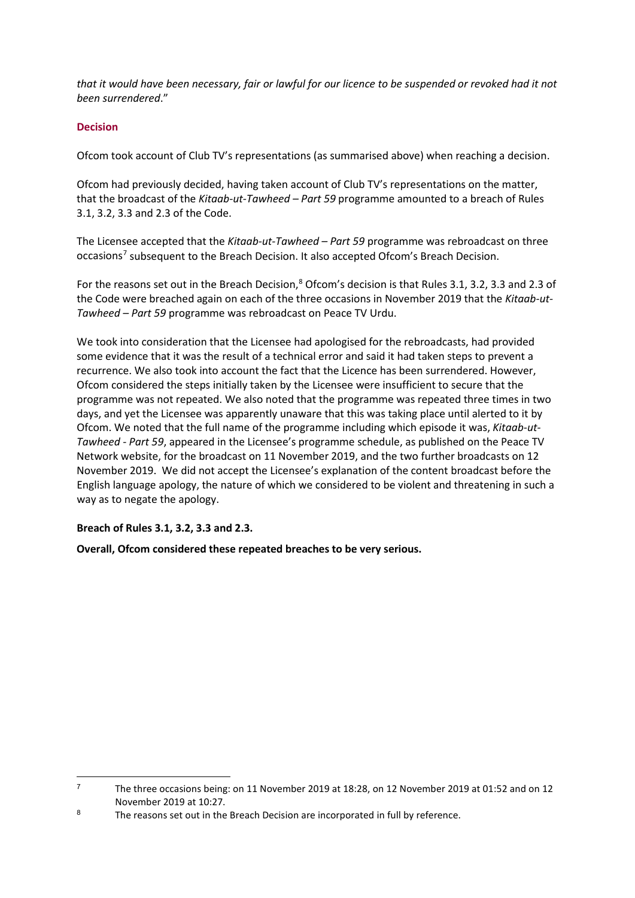*that it would have been necessary, fair or lawful for our licence to be suspended or revoked had it not been surrendered*."

### Decision

Ofcom took account of Club TV's representations (as summarised above) when reaching a decision.

Ofcom had previously decided, having taken account of Club TV's representations on the matter, that the broadcast of the *Kitaab-ut-Tawheed – Part 59* programme amounted to a breach of Rules 3.1, 3.2, 3.3 and 2.3 of the Code.

The Licensee accepted that the *Kitaab-ut-Tawheed – Part 59* programme was rebroadcast on three occasions[7] subsequent to the Breach Decision. It also accepted Ofcom's Breach Decision.

For the reasons set out in the Breach Decision,[8] Ofcom's decision is that Rules 3.1, 3.2, 3.3 and 2.3 of the Code were breached again on each of the three occasions in November 2019 that the *Kitaab-ut-Tawheed – Part 59* programme was rebroadcast on Peace TV Urdu.

We took into consideration that the Licensee had apologised for the rebroadcasts, had provided some evidence that it was the result of a technical error and said it had taken steps to prevent a recurrence. We also took into account the fact that the Licence has been surrendered. However, Ofcom considered the steps initially taken by the Licensee were insufficient to secure that the programme was not repeated. We also noted that the programme was repeated three times in two days, and yet the Licensee was apparently unaware that this was taking place until alerted to it by Ofcom. We noted that the full name of the programme including which episode it was, *Kitaab-ut-Tawheed - Part 59*, appeared in the Licensee's programme schedule, as published on the Peace TV Network website, for the broadcast on 11 November 2019, and the two further broadcasts on 12 November 2019. We did not accept the Licensee's explanation of the content broadcast before the English language apology, the nature of which we considered to be violent and threatening in such a way as to negate the apology.

**Breach of Rules 3.1, 3.2, 3.3 and 2.3.**

**Overall, Ofcom considered these repeated breaches to be very serious.**

---

[7] The three occasions being: on 11 November 2019 at 18:28, on 12 November 2019 at 01:52 and on 12 November 2019 at 10:27.

[8] The reasons set out in the Breach Decision are incorporated in full by reference.